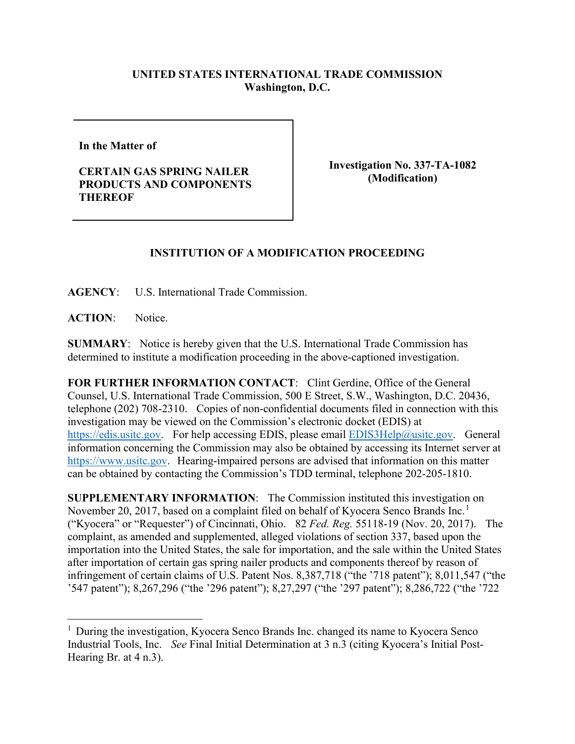**UNITED STATES INTERNATIONAL TRADE COMMISSION**
**Washington, D.C.**

**In the Matter of**

**CERTAIN GAS SPRING NAILER PRODUCTS AND COMPONENTS THEREOF**

**Investigation No. 337-TA-1082 (Modification)**

**INSTITUTION OF A MODIFICATION PROCEEDING**

**AGENCY**: U.S. International Trade Commission.

**ACTION**: Notice.

**SUMMARY**: Notice is hereby given that the U.S. International Trade Commission has determined to institute a modification proceeding in the above-captioned investigation.

**FOR FURTHER INFORMATION CONTACT**: Clint Gerdine, Office of the General Counsel, U.S. International Trade Commission, 500 E Street, S.W., Washington, D.C. 20436, telephone (202) 708-2310. Copies of non-confidential documents filed in connection with this investigation may be viewed on the Commission's electronic docket (EDIS) at https://edis.usitc.gov. For help accessing EDIS, please email EDIS3Help@usitc.gov. General information concerning the Commission may also be obtained by accessing its Internet server at https://www.usitc.gov. Hearing-impaired persons are advised that information on this matter can be obtained by contacting the Commission's TDD terminal, telephone 202-205-1810.

**SUPPLEMENTARY INFORMATION**: The Commission instituted this investigation on November 20, 2017, based on a complaint filed on behalf of Kyocera Senco Brands Inc.[1] ("Kyocera" or "Requester") of Cincinnati, Ohio. 82 *Fed. Reg.* 55118-19 (Nov. 20, 2017). The complaint, as amended and supplemented, alleged violations of section 337, based upon the importation into the United States, the sale for importation, and the sale within the United States after importation of certain gas spring nailer products and components thereof by reason of infringement of certain claims of U.S. Patent Nos. 8,387,718 ("the '718 patent"); 8,011,547 ("the '547 patent"); 8,267,296 ("the '296 patent"); 8,27,297 ("the '297 patent"); 8,286,722 ("the '722

---

[1] During the investigation, Kyocera Senco Brands Inc. changed its name to Kyocera Senco Industrial Tools, Inc. *See* Final Initial Determination at 3 n.3 (citing Kyocera's Initial Post-Hearing Br. at 4 n.3).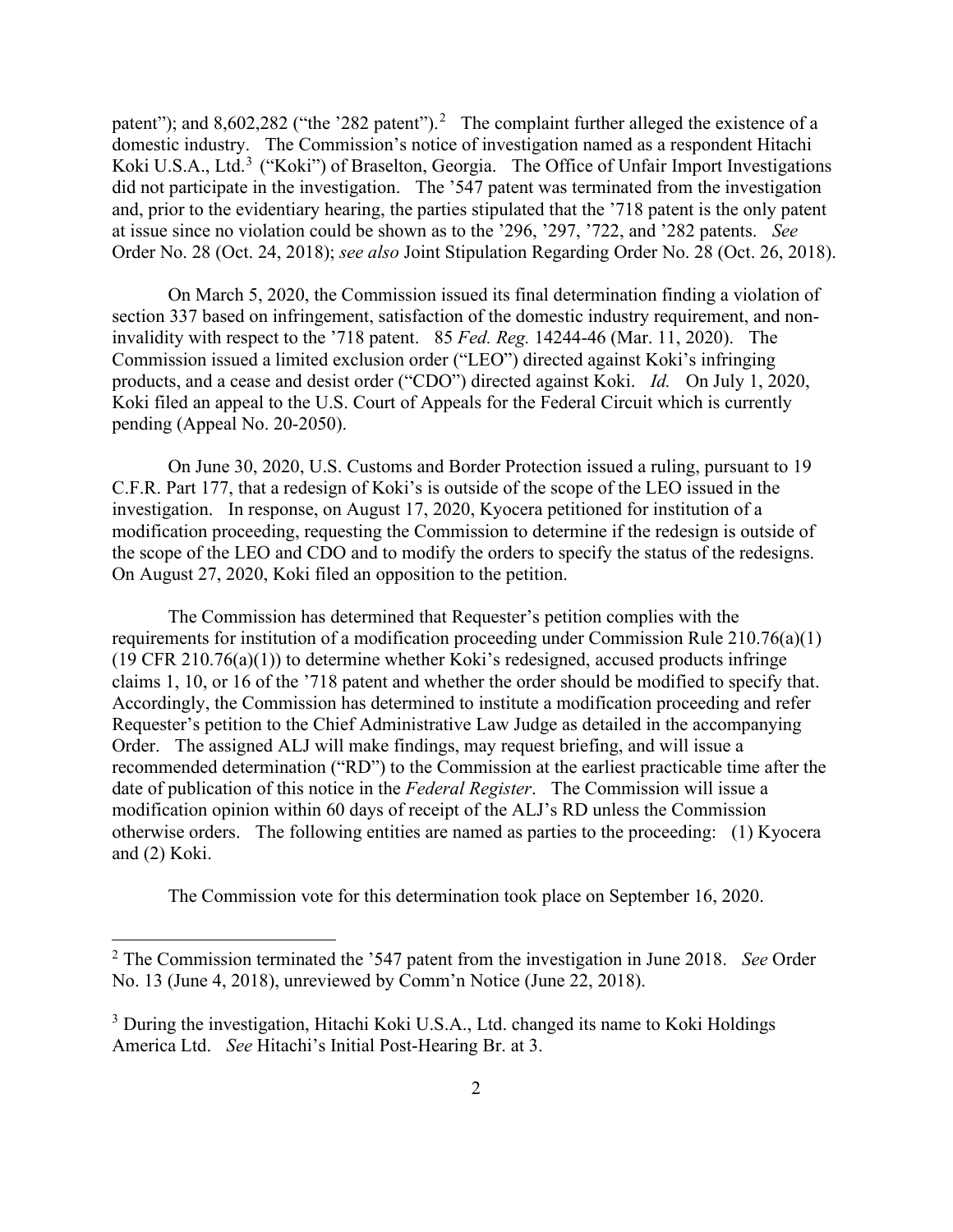patent"); and 8,602,282 ("the '282 patent").[2] The complaint further alleged the existence of a domestic industry. The Commission's notice of investigation named as a respondent Hitachi Koki U.S.A., Ltd.[3] ("Koki") of Braselton, Georgia. The Office of Unfair Import Investigations did not participate in the investigation. The '547 patent was terminated from the investigation and, prior to the evidentiary hearing, the parties stipulated that the '718 patent is the only patent at issue since no violation could be shown as to the '296, '297, '722, and '282 patents. *See* Order No. 28 (Oct. 24, 2018); *see also* Joint Stipulation Regarding Order No. 28 (Oct. 26, 2018).

On March 5, 2020, the Commission issued its final determination finding a violation of section 337 based on infringement, satisfaction of the domestic industry requirement, and non-invalidity with respect to the '718 patent. 85 *Fed. Reg.* 14244-46 (Mar. 11, 2020). The Commission issued a limited exclusion order ("LEO") directed against Koki's infringing products, and a cease and desist order ("CDO") directed against Koki. *Id.* On July 1, 2020, Koki filed an appeal to the U.S. Court of Appeals for the Federal Circuit which is currently pending (Appeal No. 20-2050).

On June 30, 2020, U.S. Customs and Border Protection issued a ruling, pursuant to 19 C.F.R. Part 177, that a redesign of Koki's is outside of the scope of the LEO issued in the investigation. In response, on August 17, 2020, Kyocera petitioned for institution of a modification proceeding, requesting the Commission to determine if the redesign is outside of the scope of the LEO and CDO and to modify the orders to specify the status of the redesigns. On August 27, 2020, Koki filed an opposition to the petition.

The Commission has determined that Requester's petition complies with the requirements for institution of a modification proceeding under Commission Rule 210.76(a)(1) (19 CFR 210.76(a)(1)) to determine whether Koki's redesigned, accused products infringe claims 1, 10, or 16 of the '718 patent and whether the order should be modified to specify that. Accordingly, the Commission has determined to institute a modification proceeding and refer Requester's petition to the Chief Administrative Law Judge as detailed in the accompanying Order. The assigned ALJ will make findings, may request briefing, and will issue a recommended determination ("RD") to the Commission at the earliest practicable time after the date of publication of this notice in the *Federal Register*. The Commission will issue a modification opinion within 60 days of receipt of the ALJ's RD unless the Commission otherwise orders. The following entities are named as parties to the proceeding: (1) Kyocera and (2) Koki.

The Commission vote for this determination took place on September 16, 2020.

---

[2] The Commission terminated the '547 patent from the investigation in June 2018. *See* Order No. 13 (June 4, 2018), unreviewed by Comm'n Notice (June 22, 2018).

[3] During the investigation, Hitachi Koki U.S.A., Ltd. changed its name to Koki Holdings America Ltd. *See* Hitachi's Initial Post-Hearing Br. at 3.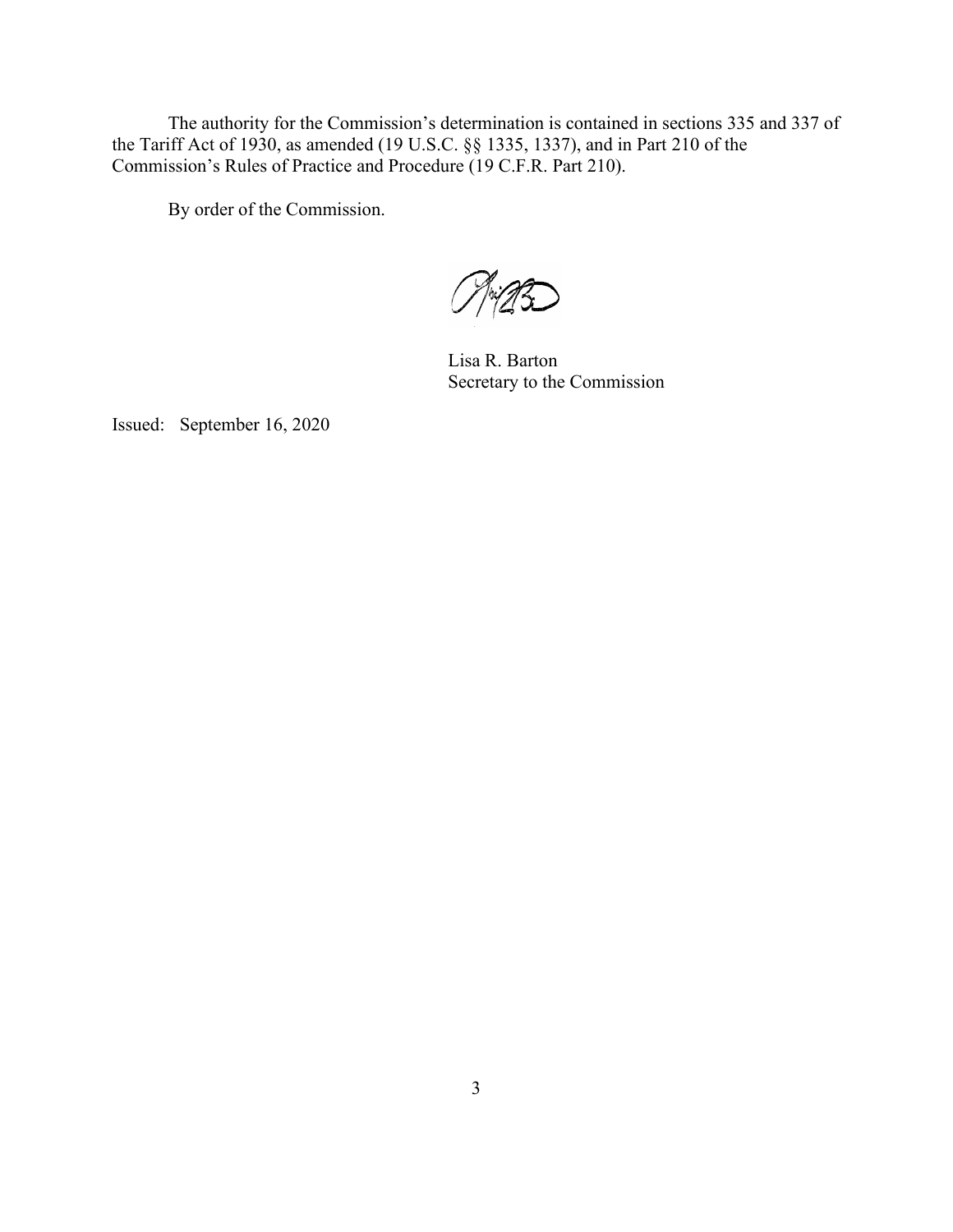The authority for the Commission's determination is contained in sections 335 and 337 of the Tariff Act of 1930, as amended (19 U.S.C. §§ 1335, 1337), and in Part 210 of the Commission's Rules of Practice and Procedure (19 C.F.R. Part 210).

By order of the Commission.

Lisa R. Barton
Secretary to the Commission

Issued: September 16, 2020